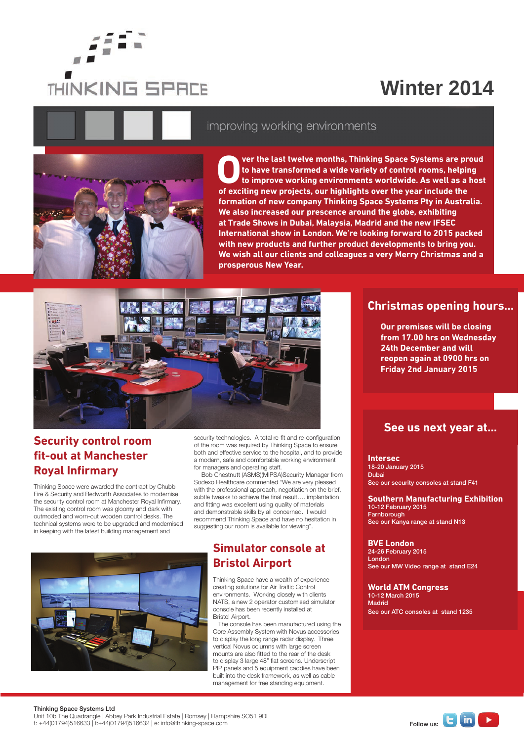# THINKING SPACE

# Winter 2014

improving working environments

**Over the last twelve months, Thinking Space Systems are proud to have transformed a wide variety of control rooms, helping to improve working environments worldwide. As well as a host of exciting new projects, our highlights over the year include the formation of new company Thinking Space Systems Pty in Australia. We also increased our prescence around the globe, exhibiting at Trade Shows in Dubai, Malaysia, Madrid and the new IFSEC International show in London. We're looking forward to 2015 packed with new products and further product developments to bring you. We wish all our clients and colleagues a very Merry Christmas and a prosperous New Year.**

## Security control room fit-out at Manchester Royal Infirmary

Thinking Space were awarded the contract by Chubb Fire & Security and Redworth Associates to modernise the security control room at Manchester Royal Infirmary. The existing control room was gloomy and dark with outmoded and worn-out wooden control desks. The technical systems were to be upgraded and modernised in keeping with the latest building management and security technologies. A total re-fit and re-configuration of the room was required by Thinking Space to ensure both and effective service to the hospital, and to provide a modern, safe and comfortable working environment for managers and operating staff.

Bob Chestnutt (ASMS)(MIPSA)Security Manager from Sodexo Healthcare commented "We are very pleased with the professional approach, negotiation on the brief, subtle tweaks to achieve the final result…. implantation and fitting was excellent using quality of materials and demonstrable skills by all concerned. I would recommend Thinking Space and have no hesitation in suggesting our room is available for viewing".

## Simulator console at Bristol Airport

Thinking Space have a wealth of experience creating solutions for Air Traffic Control environments. Working closely with clients NATS, a new 2 operator customised simulator console has been recently installed at Bristol Airport.

The console has been manufactured using the Core Assembly System with Novus accessories to display the long range radar display. Three vertical Novus columns with large screen mounts are also fitted to the rear of the desk to display 3 large 48" flat screens. Underscript PIP panels and 5 equipment caddies have been built into the desk framework, as well as cable management for free standing equipment.

## Christmas opening hours...

**Our premises will be closing from 17.00 hrs on Wednesday 24th December and will reopen again at 0900 hrs on Friday 2nd January 2015**

## See us next year at...

**Intersec**
18-20 January 2015
Dubai
See our security consoles at stand F41

**Southern Manufacturing Exhibition**
10-12 February 2015
Farnborough
See our Kanya range at stand N13

**BVE London**
24-26 February 2015
London
See our MW Video range at stand E24

**World ATM Congress**
10-12 March 2015
Madrid
See our ATC consoles at stand 1235

**Thinking Space Systems Ltd**
Unit 10b The Quadrangle | Abbey Park Industrial Estate | Romsey | Hampshire SO51 9DL
t: +44(01794)516633 | f:+44(01794)516632 | e: info@thinking-space.com

Follow us: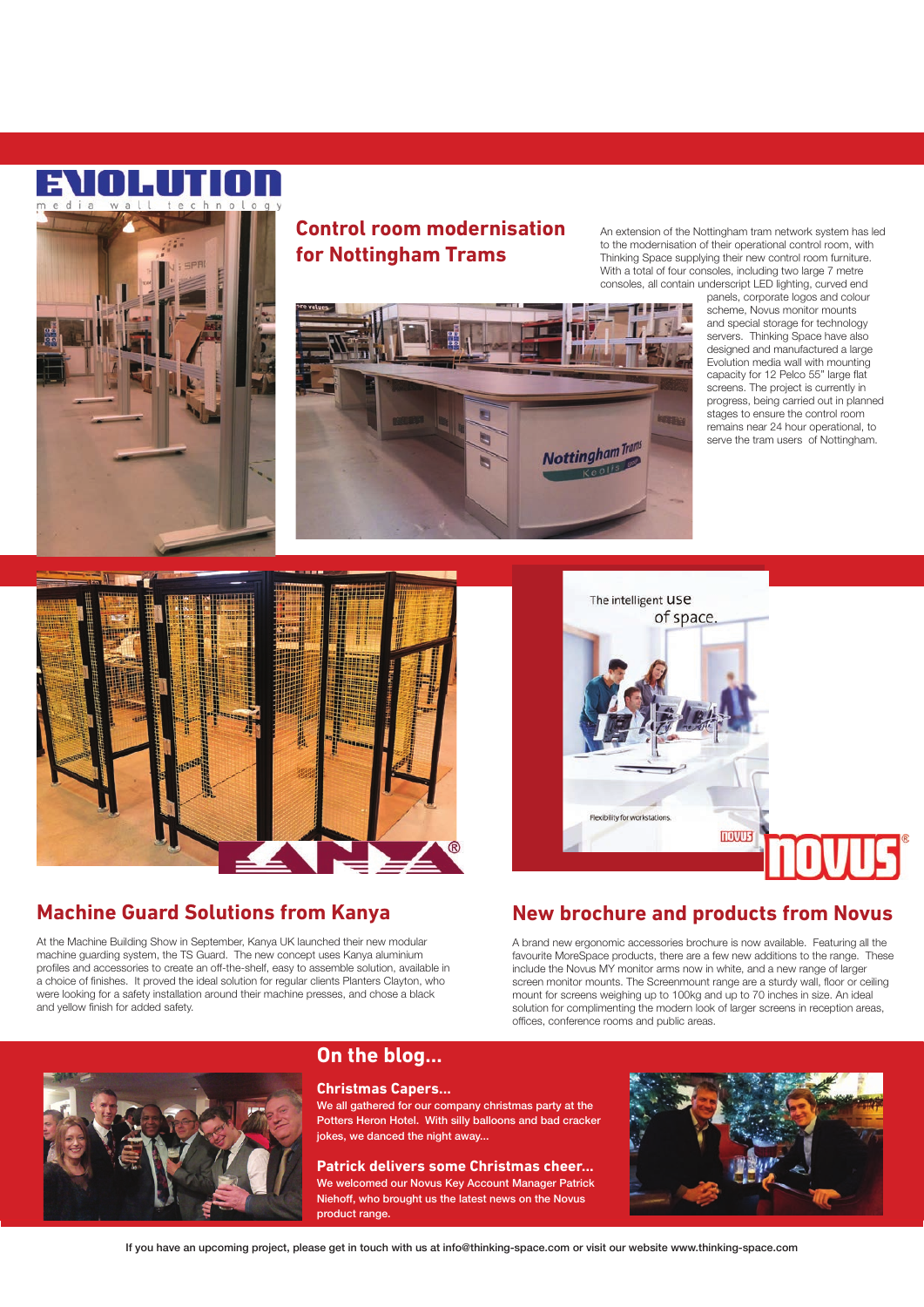## Control room modernisation for Nottingham Trams

An extension of the Nottingham tram network system has led to the modernisation of their operational control room, with Thinking Space supplying their new control room furniture. With a total of four consoles, including two large 7 metre consoles, all contain underscript LED lighting, curved end panels, corporate logos and colour scheme, Novus monitor mounts and special storage for technology servers. Thinking Space have also designed and manufactured a large Evolution media wall with mounting capacity for 12 Pelco 55" large flat screens. The project is currently in progress, being carried out in planned stages to ensure the control room remains near 24 hour operational, to serve the tram users of Nottingham.

## Machine Guard Solutions from Kanya

At the Machine Building Show in September, Kanya UK launched their new modular machine guarding system, the TS Guard. The new concept uses Kanya aluminium profiles and accessories to create an off-the-shelf, easy to assemble solution, available in a choice of finishes. It proved the ideal solution for regular clients Planters Clayton, who were looking for a safety installation around their machine presses, and chose a black and yellow finish for added safety.

## New brochure and products from Novus

A brand new ergonomic accessories brochure is now available. Featuring all the favourite MoreSpace products, there are a few new additions to the range. These include the Novus MY monitor arms now in white, and a new range of larger screen monitor mounts. The Screenmount range are a sturdy wall, floor or ceiling mount for screens weighing up to 100kg and up to 70 inches in size. An ideal solution for complimenting the modern look of larger screens in reception areas, offices, conference rooms and public areas.

## On the blog...

### Christmas Capers...

We all gathered for our company christmas party at the Potters Heron Hotel. With silly balloons and bad cracker jokes, we danced the night away...

### Patrick delivers some Christmas cheer...

We welcomed our Novus Key Account Manager Patrick Niehoff, who brought us the latest news on the Novus product range.

If you have an upcoming project, please get in touch with us at info@thinking-space.com or visit our website www.thinking-space.com